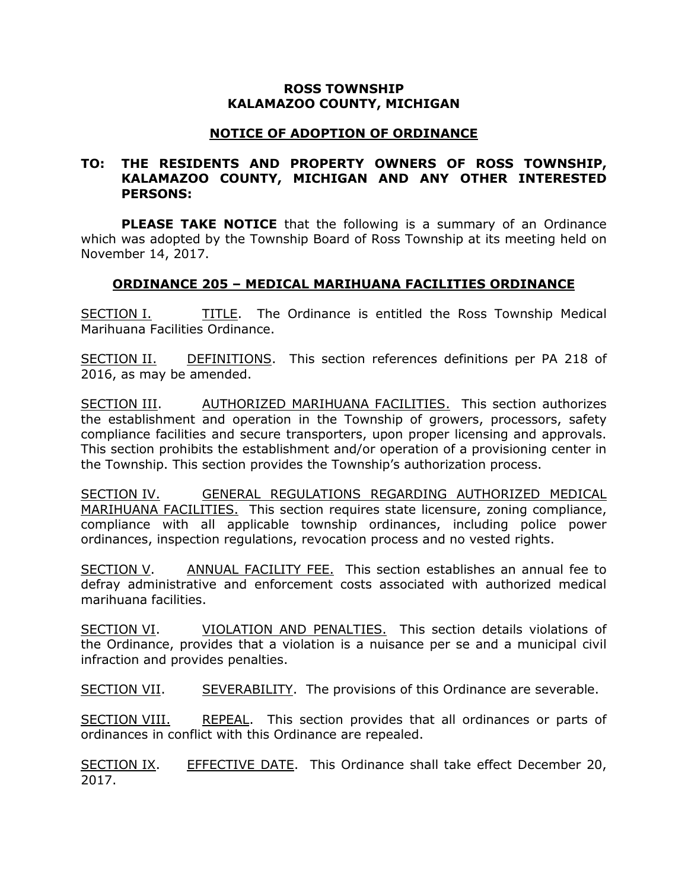**ROSS TOWNSHIP**
**KALAMAZOO COUNTY, MICHIGAN**

## NOTICE OF ADOPTION OF ORDINANCE

**TO: THE RESIDENTS AND PROPERTY OWNERS OF ROSS TOWNSHIP, KALAMAZOO COUNTY, MICHIGAN AND ANY OTHER INTERESTED PERSONS:**

**PLEASE TAKE NOTICE** that the following is a summary of an Ordinance which was adopted by the Township Board of Ross Township at its meeting held on November 14, 2017.

## ORDINANCE 205 – MEDICAL MARIHUANA FACILITIES ORDINANCE

SECTION I. TITLE. The Ordinance is entitled the Ross Township Medical Marihuana Facilities Ordinance.

SECTION II. DEFINITIONS. This section references definitions per PA 218 of 2016, as may be amended.

SECTION III. AUTHORIZED MARIHUANA FACILITIES. This section authorizes the establishment and operation in the Township of growers, processors, safety compliance facilities and secure transporters, upon proper licensing and approvals. This section prohibits the establishment and/or operation of a provisioning center in the Township. This section provides the Township's authorization process.

SECTION IV. GENERAL REGULATIONS REGARDING AUTHORIZED MEDICAL MARIHUANA FACILITIES. This section requires state licensure, zoning compliance, compliance with all applicable township ordinances, including police power ordinances, inspection regulations, revocation process and no vested rights.

SECTION V. ANNUAL FACILITY FEE. This section establishes an annual fee to defray administrative and enforcement costs associated with authorized medical marihuana facilities.

SECTION VI. VIOLATION AND PENALTIES. This section details violations of the Ordinance, provides that a violation is a nuisance per se and a municipal civil infraction and provides penalties.

SECTION VII. SEVERABILITY. The provisions of this Ordinance are severable.

SECTION VIII. REPEAL. This section provides that all ordinances or parts of ordinances in conflict with this Ordinance are repealed.

SECTION IX. EFFECTIVE DATE. This Ordinance shall take effect December 20, 2017.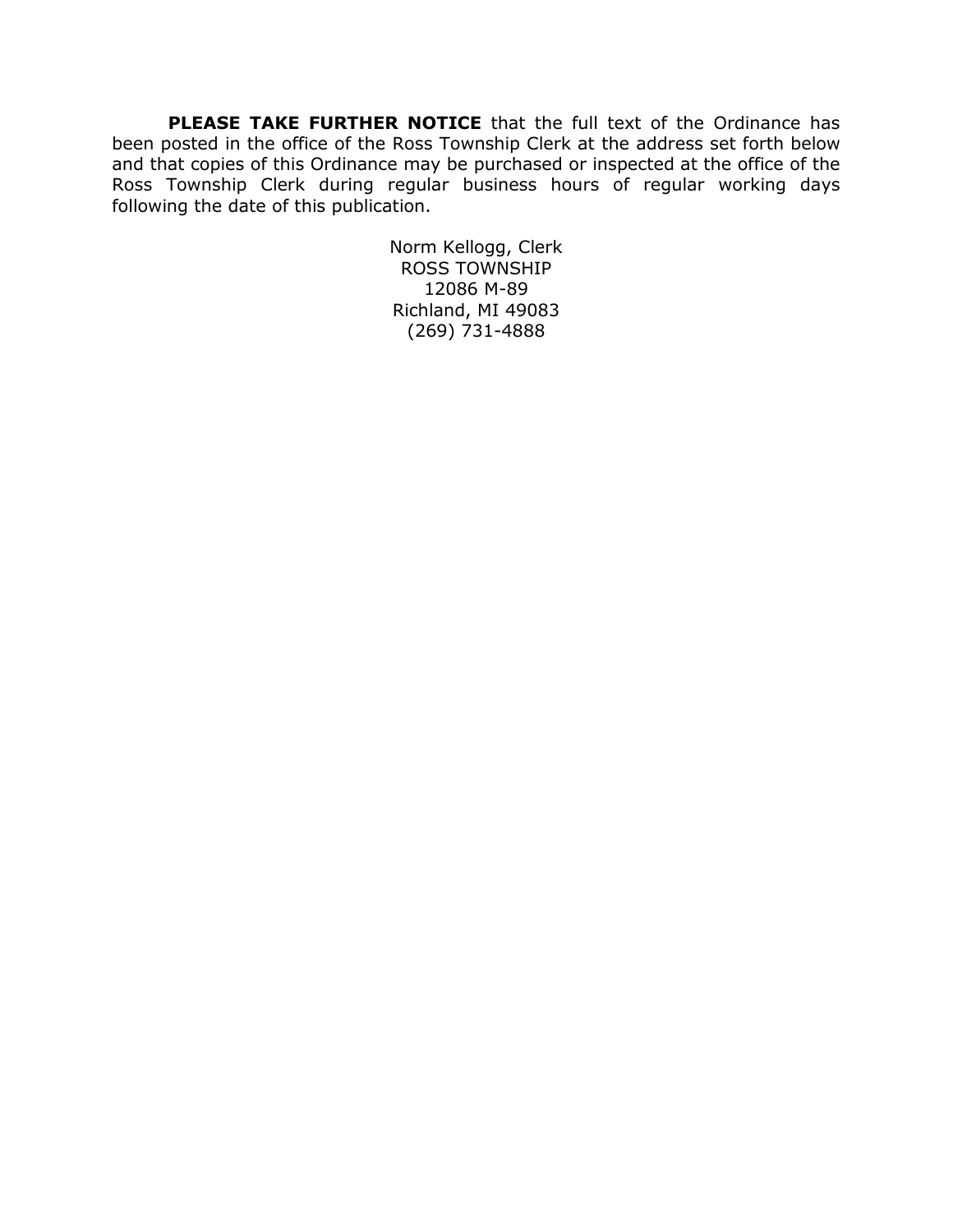**PLEASE TAKE FURTHER NOTICE** that the full text of the Ordinance has been posted in the office of the Ross Township Clerk at the address set forth below and that copies of this Ordinance may be purchased or inspected at the office of the Ross Township Clerk during regular business hours of regular working days following the date of this publication.

Norm Kellogg, Clerk
ROSS TOWNSHIP
12086 M-89
Richland, MI 49083
(269) 731-4888